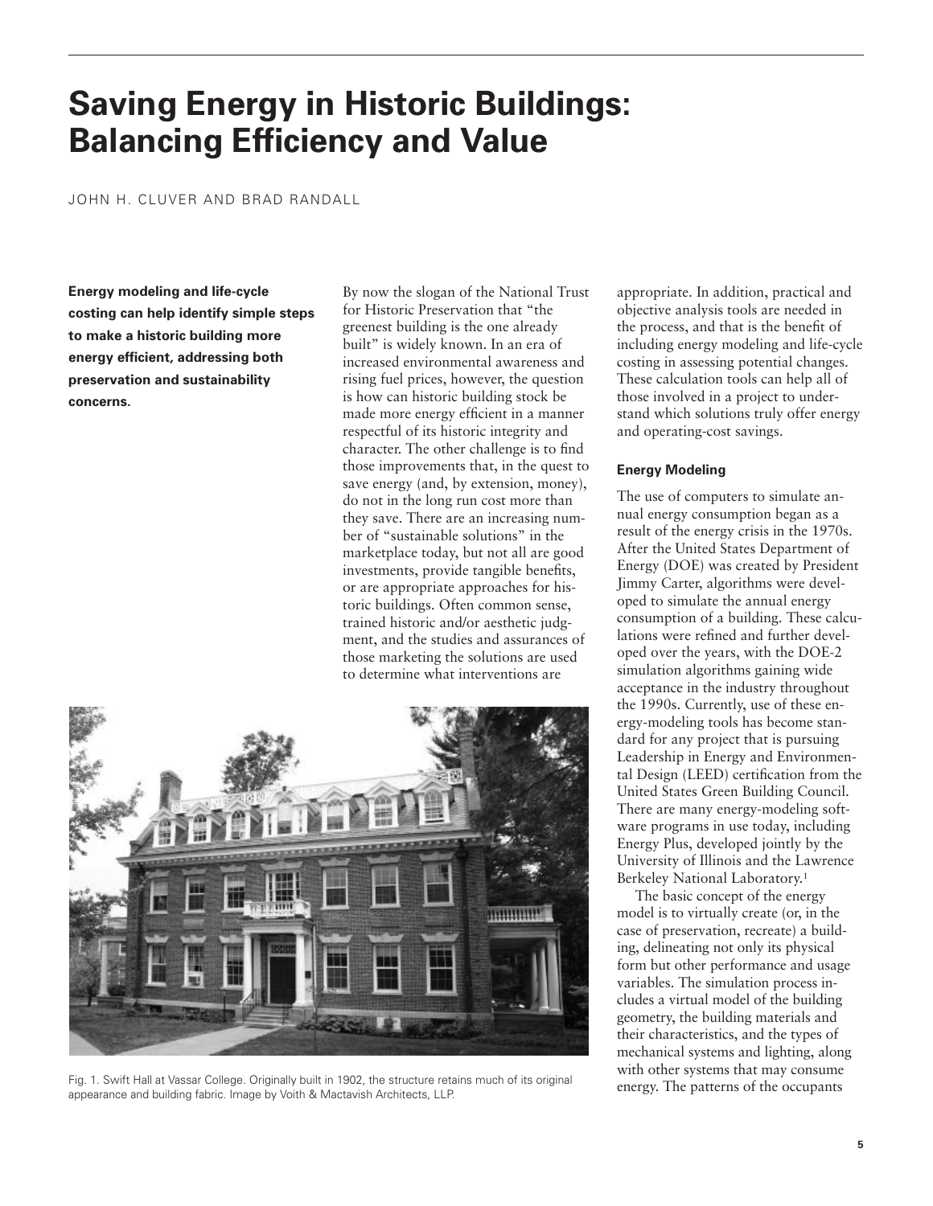# Saving Energy in Historic Buildings: Balancing Efficiency and Value

JOHN H. CLUVER AND BRAD RANDALL

**Energy modeling and life-cycle costing can help identify simple steps to make a historic building more energy efficient, addressing both preservation and sustainability concerns.**

By now the slogan of the National Trust for Historic Preservation that "the greenest building is the one already built" is widely known. In an era of increased environmental awareness and rising fuel prices, however, the question is how can historic building stock be made more energy efficient in a manner respectful of its historic integrity and character. The other challenge is to find those improvements that, in the quest to save energy (and, by extension, money), do not in the long run cost more than they save. There are an increasing number of "sustainable solutions" in the marketplace today, but not all are good investments, provide tangible benefits, or are appropriate approaches for historic buildings. Often common sense, trained historic and/or aesthetic judgment, and the studies and assurances of those marketing the solutions are used to determine what interventions are appropriate. In addition, practical and objective analysis tools are needed in the process, and that is the benefit of including energy modeling and life-cycle costing in assessing potential changes. These calculation tools can help all of those involved in a project to understand which solutions truly offer energy and operating-cost savings.

Fig. 1. Swift Hall at Vassar College. Originally built in 1902, the structure retains much of its original appearance and building fabric. Image by Voith & Mactavish Architects, LLP.

### Energy Modeling

The use of computers to simulate annual energy consumption began as a result of the energy crisis in the 1970s. After the United States Department of Energy (DOE) was created by President Jimmy Carter, algorithms were developed to simulate the annual energy consumption of a building. These calculations were refined and further developed over the years, with the DOE-2 simulation algorithms gaining wide acceptance in the industry throughout the 1990s. Currently, use of these energy-modeling tools has become standard for any project that is pursuing Leadership in Energy and Environmental Design (LEED) certification from the United States Green Building Council. There are many energy-modeling software programs in use today, including Energy Plus, developed jointly by the University of Illinois and the Lawrence Berkeley National Laboratory.[1]

The basic concept of the energy model is to virtually create (or, in the case of preservation, recreate) a building, delineating not only its physical form but other performance and usage variables. The simulation process includes a virtual model of the building geometry, the building materials and their characteristics, and the types of mechanical systems and lighting, along with other systems that may consume energy. The patterns of the occupants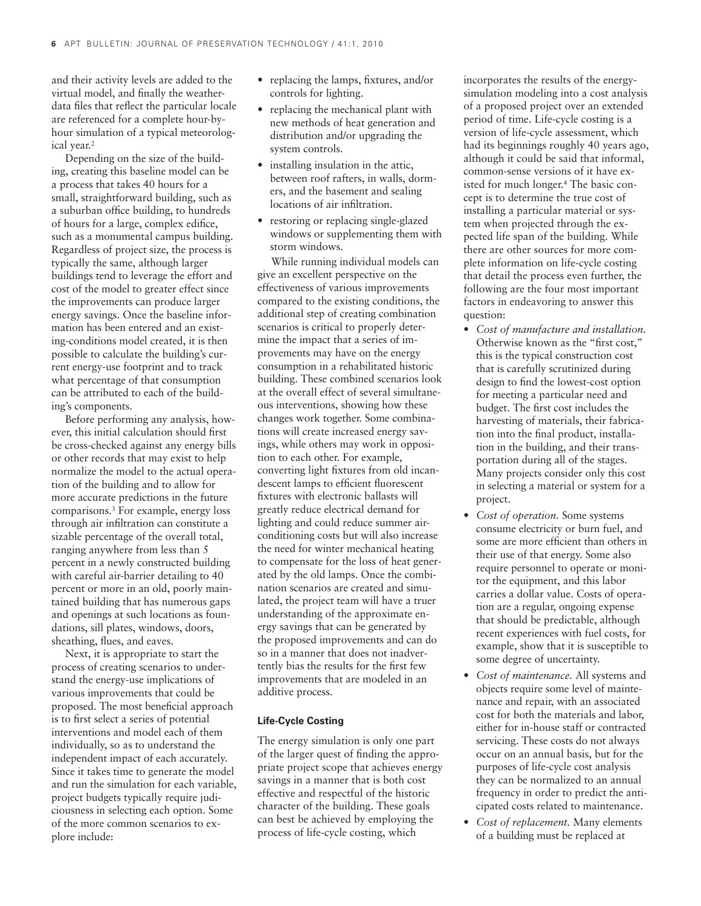and their activity levels are added to the virtual model, and finally the weather-data files that reflect the particular locale are referenced for a complete hour-by-hour simulation of a typical meteorological year.[2]

Depending on the size of the building, creating this baseline model can be a process that takes 40 hours for a small, straightforward building, such as a suburban office building, to hundreds of hours for a large, complex edifice, such as a monumental campus building. Regardless of project size, the process is typically the same, although larger buildings tend to leverage the effort and cost of the model to greater effect since the improvements can produce larger energy savings. Once the baseline information has been entered and an existing-conditions model created, it is then possible to calculate the building's current energy-use footprint and to track what percentage of that consumption can be attributed to each of the building's components.

Before performing any analysis, however, this initial calculation should first be cross-checked against any energy bills or other records that may exist to help normalize the model to the actual operation of the building and to allow for more accurate predictions in the future comparisons.[3] For example, energy loss through air infiltration can constitute a sizable percentage of the overall total, ranging anywhere from less than 5 percent in a newly constructed building with careful air-barrier detailing to 40 percent or more in an old, poorly maintained building that has numerous gaps and openings at such locations as foundations, sill plates, windows, doors, sheathing, flues, and eaves.

Next, it is appropriate to start the process of creating scenarios to understand the energy-use implications of various improvements that could be proposed. The most beneficial approach is to first select a series of potential interventions and model each of them individually, so as to understand the independent impact of each accurately. Since it takes time to generate the model and run the simulation for each variable, project budgets typically require judiciousness in selecting each option. Some of the more common scenarios to explore include:

- replacing the lamps, fixtures, and/or controls for lighting.
- replacing the mechanical plant with new methods of heat generation and distribution and/or upgrading the system controls.
- installing insulation in the attic, between roof rafters, in walls, dormers, and the basement and sealing locations of air infiltration.
- restoring or replacing single-glazed windows or supplementing them with storm windows.

While running individual models can give an excellent perspective on the effectiveness of various improvements compared to the existing conditions, the additional step of creating combination scenarios is critical to properly determine the impact that a series of improvements may have on the energy consumption in a rehabilitated historic building. These combined scenarios look at the overall effect of several simultaneous interventions, showing how these changes work together. Some combinations will create increased energy savings, while others may work in opposition to each other. For example, converting light fixtures from old incandescent lamps to efficient fluorescent fixtures with electronic ballasts will greatly reduce electrical demand for lighting and could reduce summer air-conditioning costs but will also increase the need for winter mechanical heating to compensate for the loss of heat generated by the old lamps. Once the combination scenarios are created and simulated, the project team will have a truer understanding of the approximate energy savings that can be generated by the proposed improvements and can do so in a manner that does not inadvertently bias the results for the first few improvements that are modeled in an additive process.

### Life-Cycle Costing

The energy simulation is only one part of the larger quest of finding the appropriate project scope that achieves energy savings in a manner that is both cost effective and respectful of the historic character of the building. These goals can best be achieved by employing the process of life-cycle costing, which incorporates the results of the energy-simulation modeling into a cost analysis of a proposed project over an extended period of time. Life-cycle costing is a version of life-cycle assessment, which had its beginnings roughly 40 years ago, although it could be said that informal, common-sense versions of it have existed for much longer.[4] The basic concept is to determine the true cost of installing a particular material or system when projected through the expected life span of the building. While there are other sources for more complete information on life-cycle costing that detail the process even further, the following are the four most important factors in endeavoring to answer this question:

- *Cost of manufacture and installation.* Otherwise known as the "first cost," this is the typical construction cost that is carefully scrutinized during design to find the lowest-cost option for meeting a particular need and budget. The first cost includes the harvesting of materials, their fabrication into the final product, installation in the building, and their transportation during all of the stages. Many projects consider only this cost in selecting a material or system for a project.
- *Cost of operation.* Some systems consume electricity or burn fuel, and some are more efficient than others in their use of that energy. Some also require personnel to operate or monitor the equipment, and this labor carries a dollar value. Costs of operation are a regular, ongoing expense that should be predictable, although recent experiences with fuel costs, for example, show that it is susceptible to some degree of uncertainty.
- *Cost of maintenance.* All systems and objects require some level of maintenance and repair, with an associated cost for both the materials and labor, either for in-house staff or contracted servicing. These costs do not always occur on an annual basis, but for the purposes of life-cycle cost analysis they can be normalized to an annual frequency in order to predict the anticipated costs related to maintenance.
- *Cost of replacement.* Many elements of a building must be replaced at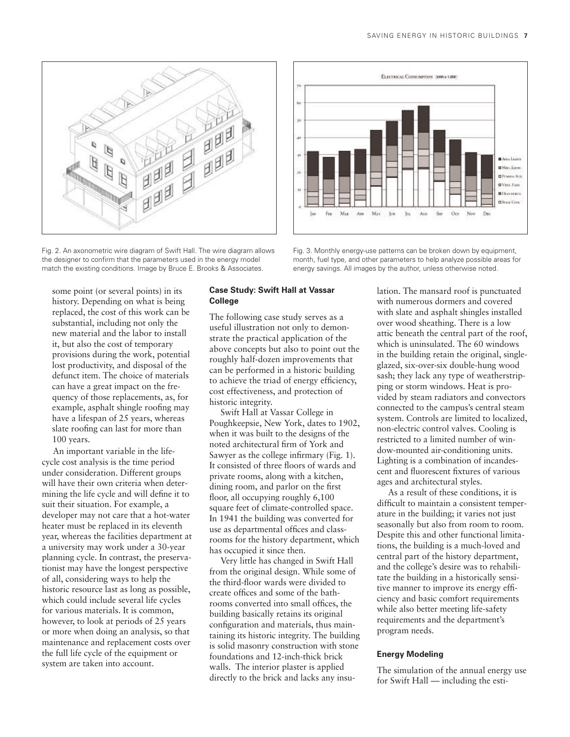Fig. 2. An axonometric wire diagram of Swift Hall. The wire diagram allows the designer to confirm that the parameters used in the energy model match the existing conditions. Image by Bruce E. Brooks & Associates.

Fig. 3. Monthly energy-use patterns can be broken down by equipment, month, fuel type, and other parameters to help analyze possible areas for energy savings. All images by the author, unless otherwise noted.

some point (or several points) in its history. Depending on what is being replaced, the cost of this work can be substantial, including not only the new material and the labor to install it, but also the cost of temporary provisions during the work, potential lost productivity, and disposal of the defunct item. The choice of materials can have a great impact on the frequency of those replacements, as, for example, asphalt shingle roofing may have a lifespan of 25 years, whereas slate roofing can last for more than 100 years.

An important variable in the life-cycle cost analysis is the time period under consideration. Different groups will have their own criteria when determining the life cycle and will define it to suit their situation. For example, a developer may not care that a hot-water heater must be replaced in its eleventh year, whereas the facilities department at a university may work under a 30-year planning cycle. In contrast, the preservationist may have the longest perspective of all, considering ways to help the historic resource last as long as possible, which could include several life cycles for various materials. It is common, however, to look at periods of 25 years or more when doing an analysis, so that maintenance and replacement costs over the full life cycle of the equipment or system are taken into account.

### Case Study: Swift Hall at Vassar College

The following case study serves as a useful illustration not only to demonstrate the practical application of the above concepts but also to point out the roughly half-dozen improvements that can be performed in a historic building to achieve the triad of energy efficiency, cost effectiveness, and protection of historic integrity.

Swift Hall at Vassar College in Poughkeepsie, New York, dates to 1902, when it was built to the designs of the noted architectural firm of York and Sawyer as the college infirmary (Fig. 1). It consisted of three floors of wards and private rooms, along with a kitchen, dining room, and parlor on the first floor, all occupying roughly 6,100 square feet of climate-controlled space. In 1941 the building was converted for use as departmental offices and classrooms for the history department, which has occupied it since then.

Very little has changed in Swift Hall from the original design. While some of the third-floor wards were divided to create offices and some of the bathrooms converted into small offices, the building basically retains its original configuration and materials, thus maintaining its historic integrity. The building is solid masonry construction with stone foundations and 12-inch-thick brick walls. The interior plaster is applied directly to the brick and lacks any insulation. The mansard roof is punctuated with numerous dormers and covered with slate and asphalt shingles installed over wood sheathing. There is a low attic beneath the central part of the roof, which is uninsulated. The 60 windows in the building retain the original, single-glazed, six-over-six double-hung wood sash; they lack any type of weatherstripping or storm windows. Heat is provided by steam radiators and convectors connected to the campus's central steam system. Controls are limited to localized, non-electric control valves. Cooling is restricted to a limited number of window-mounted air-conditioning units. Lighting is a combination of incandescent and fluorescent fixtures of various ages and architectural styles.

As a result of these conditions, it is difficult to maintain a consistent temperature in the building; it varies not just seasonally but also from room to room. Despite this and other functional limitations, the building is a much-loved and central part of the history department, and the college's desire was to rehabilitate the building in a historically sensitive manner to improve its energy efficiency and basic comfort requirements while also better meeting life-safety requirements and the department's program needs.

### Energy Modeling

The simulation of the annual energy use for Swift Hall — including the esti-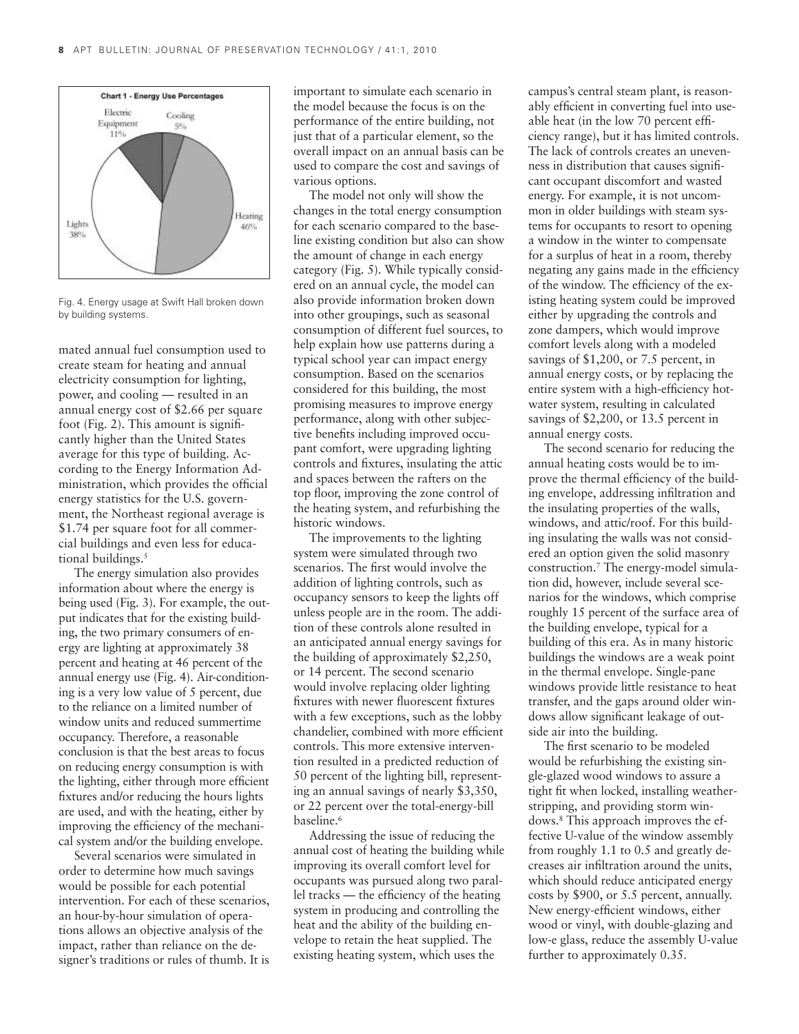Chart 1 - Energy Use Percentages

Electric Equipment 11%

Cooling 5%

Heating 46%

Lights 38%

Fig. 4. Energy usage at Swift Hall broken down by building systems.

mated annual fuel consumption used to create steam for heating and annual electricity consumption for lighting, power, and cooling — resulted in an annual energy cost of $2.66 per square foot (Fig. 2). This amount is significantly higher than the United States average for this type of building. According to the Energy Information Administration, which provides the official energy statistics for the U.S. government, the Northeast regional average is $1.74 per square foot for all commercial buildings and even less for educational buildings.[5]

The energy simulation also provides information about where the energy is being used (Fig. 3). For example, the output indicates that for the existing building, the two primary consumers of energy are lighting at approximately 38 percent and heating at 46 percent of the annual energy use (Fig. 4). Air-conditioning is a very low value of 5 percent, due to the reliance on a limited number of window units and reduced summertime occupancy. Therefore, a reasonable conclusion is that the best areas to focus on reducing energy consumption is with the lighting, either through more efficient fixtures and/or reducing the hours lights are used, and with the heating, either by improving the efficiency of the mechanical system and/or the building envelope.

Several scenarios were simulated in order to determine how much savings would be possible for each potential intervention. For each of these scenarios, an hour-by-hour simulation of operations allows an objective analysis of the impact, rather than reliance on the designer's traditions or rules of thumb. It is important to simulate each scenario in the model because the focus is on the performance of the entire building, not just that of a particular element, so the overall impact on an annual basis can be used to compare the cost and savings of various options.

The model not only will show the changes in the total energy consumption for each scenario compared to the baseline existing condition but also can show the amount of change in each energy category (Fig. 5). While typically considered on an annual cycle, the model can also provide information broken down into other groupings, such as seasonal consumption of different fuel sources, to help explain how use patterns during a typical school year can impact energy consumption. Based on the scenarios considered for this building, the most promising measures to improve energy performance, along with other subjective benefits including improved occupant comfort, were upgrading lighting controls and fixtures, insulating the attic and spaces between the rafters on the top floor, improving the zone control of the heating system, and refurbishing the historic windows.

The improvements to the lighting system were simulated through two scenarios. The first would involve the addition of lighting controls, such as occupancy sensors to keep the lights off unless people are in the room. The addition of these controls alone resulted in an anticipated annual energy savings for the building of approximately $2,250, or 14 percent. The second scenario would involve replacing older lighting fixtures with newer fluorescent fixtures with a few exceptions, such as the lobby chandelier, combined with more efficient controls. This more extensive intervention resulted in a predicted reduction of 50 percent of the lighting bill, representing an annual savings of nearly $3,350, or 22 percent over the total-energy-bill baseline.[6]

Addressing the issue of reducing the annual cost of heating the building while improving its overall comfort level for occupants was pursued along two parallel tracks — the efficiency of the heating system in producing and controlling the heat and the ability of the building envelope to retain the heat supplied. The existing heating system, which uses the campus's central steam plant, is reasonably efficient in converting fuel into useable heat (in the low 70 percent efficiency range), but it has limited controls. The lack of controls creates an unevenness in distribution that causes significant occupant discomfort and wasted energy. For example, it is not uncommon in older buildings with steam systems for occupants to resort to opening a window in the winter to compensate for a surplus of heat in a room, thereby negating any gains made in the efficiency of the window. The efficiency of the existing heating system could be improved either by upgrading the controls and zone dampers, which would improve comfort levels along with a modeled savings of $1,200, or 7.5 percent, in annual energy costs, or by replacing the entire system with a high-efficiency hot-water system, resulting in calculated savings of $2,200, or 13.5 percent in annual energy costs.

The second scenario for reducing the annual heating costs would be to improve the thermal efficiency of the building envelope, addressing infiltration and the insulating properties of the walls, windows, and attic/roof. For this building insulating the walls was not considered an option given the solid masonry construction.[7] The energy-model simulation did, however, include several scenarios for the windows, which comprise roughly 15 percent of the surface area of the building envelope, typical for a building of this era. As in many historic buildings the windows are a weak point in the thermal envelope. Single-pane windows provide little resistance to heat transfer, and the gaps around older windows allow significant leakage of outside air into the building.

The first scenario to be modeled would be refurbishing the existing single-glazed wood windows to assure a tight fit when locked, installing weatherstripping, and providing storm windows.[8] This approach improves the effective U-value of the window assembly from roughly 1.1 to 0.5 and greatly decreases air infiltration around the units, which should reduce anticipated energy costs by $900, or 5.5 percent, annually. New energy-efficient windows, either wood or vinyl, with double-glazing and low-e glass, reduce the assembly U-value further to approximately 0.35.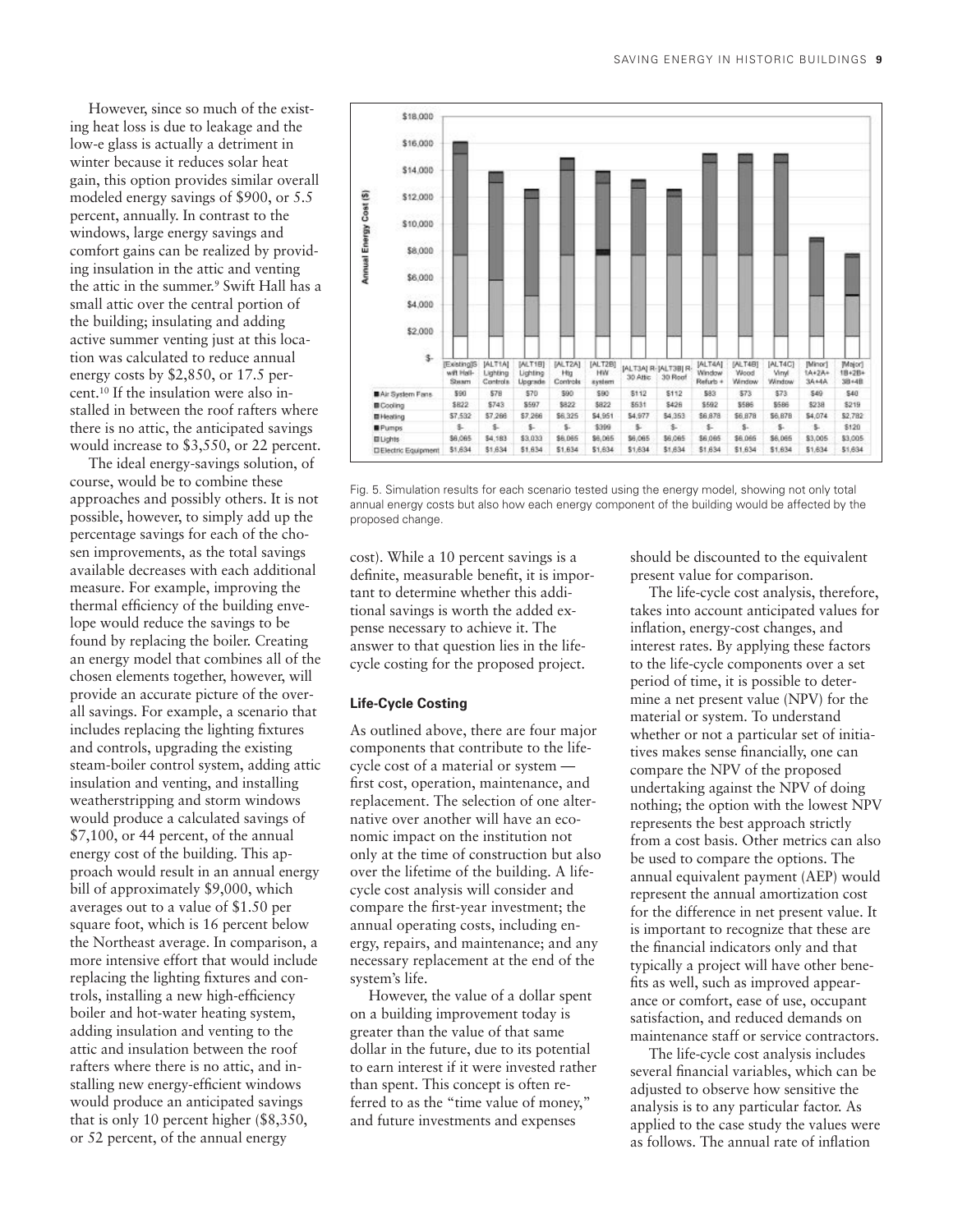However, since so much of the existing heat loss is due to leakage and the low-e glass is actually a detriment in winter because it reduces solar heat gain, this option provides similar overall modeled energy savings of $900, or 5.5 percent, annually. In contrast to the windows, large energy savings and comfort gains can be realized by providing insulation in the attic and venting the attic in the summer.[9] Swift Hall has a small attic over the central portion of the building; insulating and adding active summer venting just at this location was calculated to reduce annual energy costs by $2,850, or 17.5 percent.[10] If the insulation were also installed in between the roof rafters where there is no attic, the anticipated savings would increase to $3,550, or 22 percent.

The ideal energy-savings solution, of course, would be to combine these approaches and possibly others. It is not possible, however, to simply add up the percentage savings for each of the chosen improvements, as the total savings available decreases with each additional measure. For example, improving the thermal efficiency of the building envelope would reduce the savings to be found by replacing the boiler. Creating an energy model that combines all of the chosen elements together, however, will provide an accurate picture of the overall savings. For example, a scenario that includes replacing the lighting fixtures and controls, upgrading the existing steam-boiler control system, adding attic insulation and venting, and installing weatherstripping and storm windows would produce a calculated savings of $7,100, or 44 percent, of the annual energy cost of the building. This approach would result in an annual energy bill of approximately $9,000, which averages out to a value of $1.50 per square foot, which is 16 percent below the Northeast average. In comparison, a more intensive effort that would include replacing the lighting fixtures and controls, installing a new high-efficiency boiler and hot-water heating system, adding insulation and venting to the attic and insulation between the roof rafters where there is no attic, and installing new energy-efficient windows would produce an anticipated savings that is only 10 percent higher ($8,350, or 52 percent, of the annual energy cost). While a 10 percent savings is a definite, measurable benefit, it is important to determine whether this additional savings is worth the added expense necessary to achieve it. The answer to that question lies in the life-cycle costing for the proposed project.

| | [Existing]S w/t Hall-Steam | [ALT1A] Lighting Controls | [ALT1B] Lighting Upgrade | [ALT2A] Htg Controls | [ALT2B] HW system | [ALT3A] R-30 Attic | [ALT3B] R-30 Roof | [ALT4A] Window Refurb + | [ALT4B] Wood Window | [ALT4C] Vinyl Window | [Minor] 1A+2A+3A+4A | [Major] 1B+2B+3B+4B |
|---|---|---|---|---|---|---|---|---|---|---|---|---|
| Air System Fans | $90 | $78 | $70 | $90 | $90 | $112 | $112 | $83 | $73 | $73 | $49 | $40 |
| Cooling | $822 | $743 | $597 | $822 | $822 | $531 | $426 | $592 | $586 | $586 | $238 | $219 |
| Heating | $7,532 | $7,266 | $7,266 | $6,325 | $4,951 | $4,977 | $4,353 | $6,878 | $6,878 | $6,878 | $4,074 | $2,782 |
| Pumps | $- | $- | $- | $- | $399 | $- | $- | $- | $- | $- | $- | $120 |
| Lights | $6,065 | $4,183 | $3,033 | $6,065 | $6,065 | $6,065 | $6,065 | $6,065 | $6,065 | $6,065 | $3,005 | $3,005 |
| Electric Equipment | $1,634 | $1,634 | $1,634 | $1,634 | $1,634 | $1,634 | $1,634 | $1,634 | $1,634 | $1,634 | $1,634 | $1,634 |

Fig. 5. Simulation results for each scenario tested using the energy model, showing not only total annual energy costs but also how each energy component of the building would be affected by the proposed change.

### Life-Cycle Costing

As outlined above, there are four major components that contribute to the life-cycle cost of a material or system — first cost, operation, maintenance, and replacement. The selection of one alternative over another will have an economic impact on the institution not only at the time of construction but also over the lifetime of the building. A life-cycle cost analysis will consider and compare the first-year investment; the annual operating costs, including energy, repairs, and maintenance; and any necessary replacement at the end of the system's life.

However, the value of a dollar spent on a building improvement today is greater than the value of that same dollar in the future, due to its potential to earn interest if it were invested rather than spent. This concept is often referred to as the "time value of money," and future investments and expenses should be discounted to the equivalent present value for comparison.

The life-cycle cost analysis, therefore, takes into account anticipated values for inflation, energy-cost changes, and interest rates. By applying these factors to the life-cycle components over a set period of time, it is possible to determine a net present value (NPV) for the material or system. To understand whether or not a particular set of initiatives makes sense financially, one can compare the NPV of the proposed undertaking against the NPV of doing nothing; the option with the lowest NPV represents the best approach strictly from a cost basis. Other metrics can also be used to compare the options. The annual equivalent payment (AEP) would represent the annual amortization cost for the difference in net present value. It is important to recognize that these are the financial indicators only and that typically a project will have other benefits as well, such as improved appearance or comfort, ease of use, occupant satisfaction, and reduced demands on maintenance staff or service contractors.

The life-cycle cost analysis includes several financial variables, which can be adjusted to observe how sensitive the analysis is to any particular factor. As applied to the case study the values were as follows. The annual rate of inflation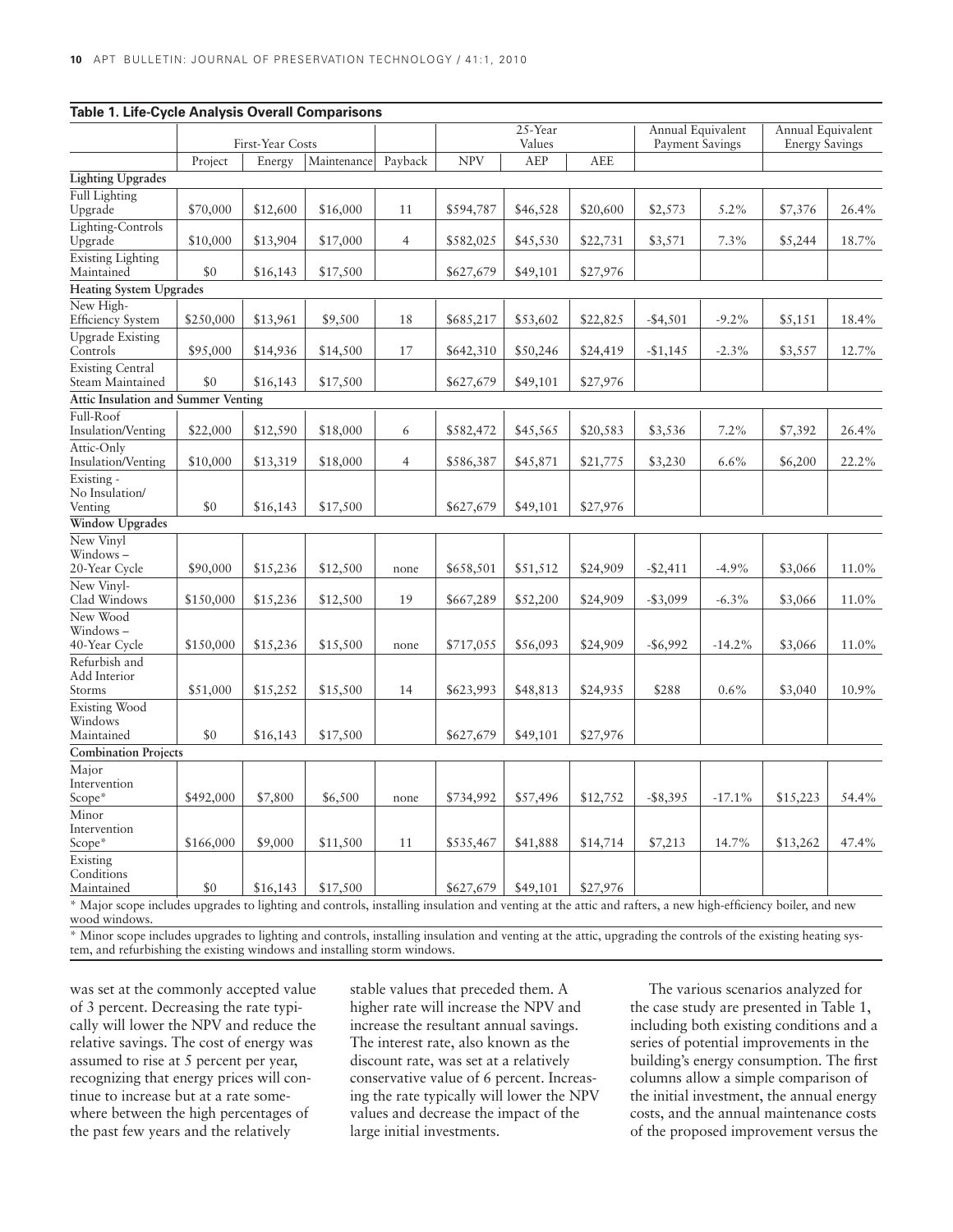**Table 1. Life-Cycle Analysis Overall Comparisons**

| | First-Year Costs | | | | 25-Year Values | | | Annual Equivalent Payment Savings | | Annual Equivalent Energy Savings | |
|---|---|---|---|---|---|---|---|---|---|---|---|
| | Project | Energy | Maintenance | Payback | NPV | AEP | AEE | | | | |
| **Lighting Upgrades** | | | | | | | | | | | |
| Full Lighting Upgrade | $70,000 | $12,600 | $16,000 | 11 | $594,787 | $46,528 | $20,600 | $2,573 | 5.2% | $7,376 | 26.4% |
| Lighting-Controls Upgrade | $10,000 | $13,904 | $17,000 | 4 | $582,025 | $45,530 | $22,731 | $3,571 | 7.3% | $5,244 | 18.7% |
| Existing Lighting Maintained | $0 | $16,143 | $17,500 | | $627,679 | $49,101 | $27,976 | | | | |
| **Heating System Upgrades** | | | | | | | | | | | |
| New High-Efficiency System | $250,000 | $13,961 | $9,500 | 18 | $685,217 | $53,602 | $22,825 | -$4,501 | -9.2% | $5,151 | 18.4% |
| Upgrade Existing Controls | $95,000 | $14,936 | $14,500 | 17 | $642,310 | $50,246 | $24,419 | -$1,145 | -2.3% | $3,557 | 12.7% |
| Existing Central Steam Maintained | $0 | $16,143 | $17,500 | | $627,679 | $49,101 | $27,976 | | | | |
| **Attic Insulation and Summer Venting** | | | | | | | | | | | |
| Full-Roof Insulation/Venting | $22,000 | $12,590 | $18,000 | 6 | $582,472 | $45,565 | $20,583 | $3,536 | 7.2% | $7,392 | 26.4% |
| Attic-Only Insulation/Venting | $10,000 | $13,319 | $18,000 | 4 | $586,387 | $45,871 | $21,775 | $3,230 | 6.6% | $6,200 | 22.2% |
| Existing - No Insulation/ Venting | $0 | $16,143 | $17,500 | | $627,679 | $49,101 | $27,976 | | | | |
| **Window Upgrades** | | | | | | | | | | | |
| New Vinyl Windows – 20-Year Cycle | $90,000 | $15,236 | $12,500 | none | $658,501 | $51,512 | $24,909 | -$2,411 | -4.9% | $3,066 | 11.0% |
| New Vinyl-Clad Windows | $150,000 | $15,236 | $12,500 | 19 | $667,289 | $52,200 | $24,909 | -$3,099 | -6.3% | $3,066 | 11.0% |
| New Wood Windows – 40-Year Cycle | $150,000 | $15,236 | $15,500 | none | $717,055 | $56,093 | $24,909 | -$6,992 | -14.2% | $3,066 | 11.0% |
| Refurbish and Add Interior Storms | $51,000 | $15,252 | $15,500 | 14 | $623,993 | $48,813 | $24,935 | $288 | 0.6% | $3,040 | 10.9% |
| Existing Wood Windows Maintained | $0 | $16,143 | $17,500 | | $627,679 | $49,101 | $27,976 | | | | |
| **Combination Projects** | | | | | | | | | | | |
| Major Intervention Scope* | $492,000 | $7,800 | $6,500 | none | $734,992 | $57,496 | $12,752 | -$8,395 | -17.1% | $15,223 | 54.4% |
| Minor Intervention Scope* | $166,000 | $9,000 | $11,500 | 11 | $535,467 | $41,888 | $14,714 | $7,213 | 14.7% | $13,262 | 47.4% |
| Existing Conditions Maintained | $0 | $16,143 | $17,500 | | $627,679 | $49,101 | $27,976 | | | | |

\* Major scope includes upgrades to lighting and controls, installing insulation and venting at the attic and rafters, a new high-efficiency boiler, and new wood windows.

\* Minor scope includes upgrades to lighting and controls, installing insulation and venting at the attic, upgrading the controls of the existing heating system, and refurbishing the existing windows and installing storm windows.

was set at the commonly accepted value of 3 percent. Decreasing the rate typically will lower the NPV and reduce the relative savings. The cost of energy was assumed to rise at 5 percent per year, recognizing that energy prices will continue to increase but at a rate somewhere between the high percentages of the past few years and the relatively stable values that preceded them. A higher rate will increase the NPV and increase the resultant annual savings. The interest rate, also known as the discount rate, was set at a relatively conservative value of 6 percent. Increasing the rate typically will lower the NPV values and decrease the impact of the large initial investments.

The various scenarios analyzed for the case study are presented in Table 1, including both existing conditions and a series of potential improvements in the building's energy consumption. The first columns allow a simple comparison of the initial investment, the annual energy costs, and the annual maintenance costs of the proposed improvement versus the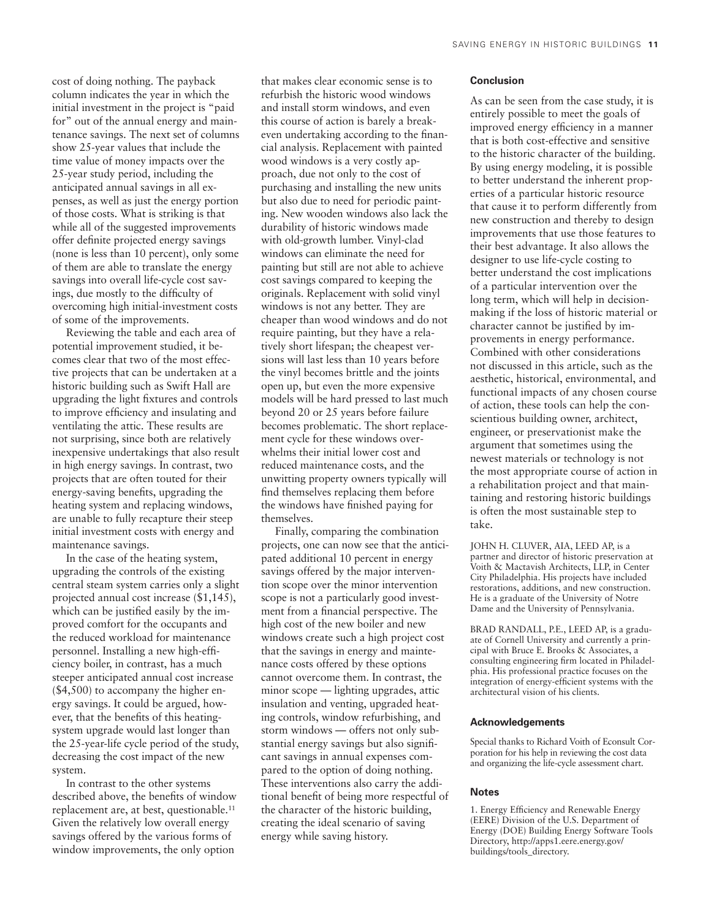cost of doing nothing. The payback column indicates the year in which the initial investment in the project is "paid for" out of the annual energy and maintenance savings. The next set of columns show 25-year values that include the time value of money impacts over the 25-year study period, including the anticipated annual savings in all expenses, as well as just the energy portion of those costs. What is striking is that while all of the suggested improvements offer definite projected energy savings (none is less than 10 percent), only some of them are able to translate the energy savings into overall life-cycle cost savings, due mostly to the difficulty of overcoming high initial-investment costs of some of the improvements.

Reviewing the table and each area of potential improvement studied, it becomes clear that two of the most effective projects that can be undertaken at a historic building such as Swift Hall are upgrading the light fixtures and controls to improve efficiency and insulating and ventilating the attic. These results are not surprising, since both are relatively inexpensive undertakings that also result in high energy savings. In contrast, two projects that are often touted for their energy-saving benefits, upgrading the heating system and replacing windows, are unable to fully recapture their steep initial investment costs with energy and maintenance savings.

In the case of the heating system, upgrading the controls of the existing central steam system carries only a slight projected annual cost increase ($1,145), which can be justified easily by the improved comfort for the occupants and the reduced workload for maintenance personnel. Installing a new high-efficiency boiler, in contrast, has a much steeper anticipated annual cost increase ($4,500) to accompany the higher energy savings. It could be argued, however, that the benefits of this heating-system upgrade would last longer than the 25-year-life cycle period of the study, decreasing the cost impact of the new system.

In contrast to the other systems described above, the benefits of window replacement are, at best, questionable.[11] Given the relatively low overall energy savings offered by the various forms of window improvements, the only option that makes clear economic sense is to refurbish the historic wood windows and install storm windows, and even this course of action is barely a break-even undertaking according to the financial analysis. Replacement with painted wood windows is a very costly approach, due not only to the cost of purchasing and installing the new units but also due to need for periodic painting. New wooden windows also lack the durability of historic windows made with old-growth lumber. Vinyl-clad windows can eliminate the need for painting but still are not able to achieve cost savings compared to keeping the originals. Replacement with solid vinyl windows is not any better. They are cheaper than wood windows and do not require painting, but they have a relatively short lifespan; the cheapest versions will last less than 10 years before the vinyl becomes brittle and the joints open up, but even the more expensive models will be hard pressed to last much beyond 20 or 25 years before failure becomes problematic. The short replacement cycle for these windows overwhelms their initial lower cost and reduced maintenance costs, and the unwitting property owners typically will find themselves replacing them before the windows have finished paying for themselves.

Finally, comparing the combination projects, one can now see that the anticipated additional 10 percent in energy savings offered by the major intervention scope over the minor intervention scope is not a particularly good investment from a financial perspective. The high cost of the new boiler and new windows create such a high project cost that the savings in energy and maintenance costs offered by these options cannot overcome them. In contrast, the minor scope — lighting upgrades, attic insulation and venting, upgraded heating controls, window refurbishing, and storm windows — offers not only substantial energy savings but also significant savings in annual expenses compared to the option of doing nothing. These interventions also carry the additional benefit of being more respectful of the character of the historic building, creating the ideal scenario of saving energy while saving history.

### Conclusion

As can be seen from the case study, it is entirely possible to meet the goals of improved energy efficiency in a manner that is both cost-effective and sensitive to the historic character of the building. By using energy modeling, it is possible to better understand the inherent properties of a particular historic resource that cause it to perform differently from new construction and thereby to design improvements that use those features to their best advantage. It also allows the designer to use life-cycle costing to better understand the cost implications of a particular intervention over the long term, which will help in decision-making if the loss of historic material or character cannot be justified by improvements in energy performance. Combined with other considerations not discussed in this article, such as the aesthetic, historical, environmental, and functional impacts of any chosen course of action, these tools can help the conscientious building owner, architect, engineer, or preservationist make the argument that sometimes using the newest materials or technology is not the most appropriate course of action in a rehabilitation project and that maintaining and restoring historic buildings is often the most sustainable step to take.

JOHN H. CLUVER, AIA, LEED AP, is a partner and director of historic preservation at Voith & Mactavish Architects, LLP, in Center City Philadelphia. His projects have included restorations, additions, and new construction. He is a graduate of the University of Notre Dame and the University of Pennsylvania.

BRAD RANDALL, P.E., LEED AP, is a graduate of Cornell University and currently a principal with Bruce E. Brooks & Associates, a consulting engineering firm located in Philadelphia. His professional practice focuses on the integration of energy-efficient systems with the architectural vision of his clients.

### Acknowledgements

Special thanks to Richard Voith of Econsult Corporation for his help in reviewing the cost data and organizing the life-cycle assessment chart.

### Notes

1. Energy Efficiency and Renewable Energy (EERE) Division of the U.S. Department of Energy (DOE) Building Energy Software Tools Directory, http://apps1.eere.energy.gov/buildings/tools_directory.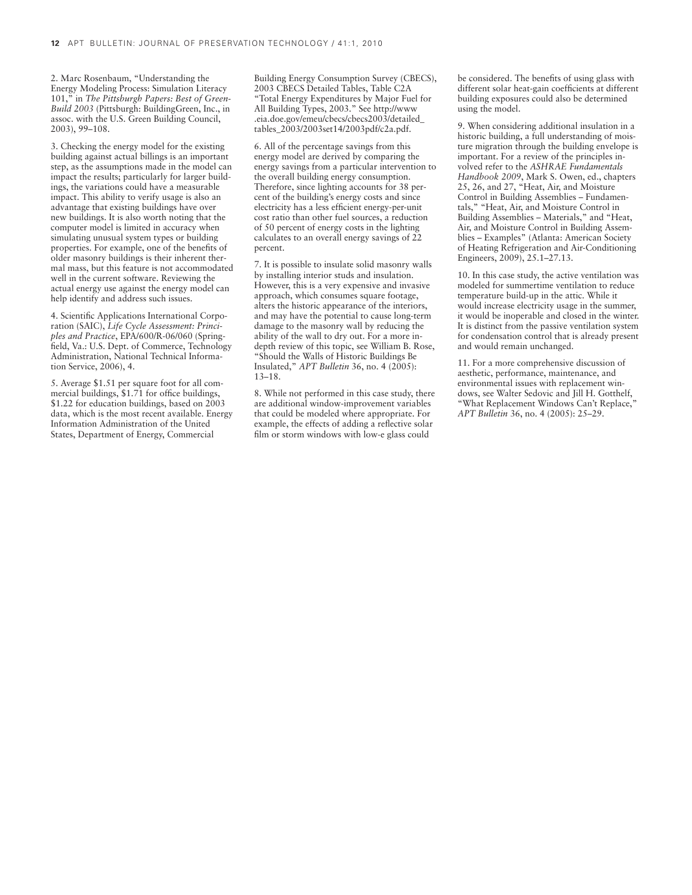2. Marc Rosenbaum, "Understanding the Energy Modeling Process: Simulation Literacy 101," in *The Pittsburgh Papers: Best of Green-Build 2003* (Pittsburgh: BuildingGreen, Inc., in assoc. with the U.S. Green Building Council, 2003), 99–108.

3. Checking the energy model for the existing building against actual billings is an important step, as the assumptions made in the model can impact the results; particularly for larger buildings, the variations could have a measurable impact. This ability to verify usage is also an advantage that existing buildings have over new buildings. It is also worth noting that the computer model is limited in accuracy when simulating unusual system types or building properties. For example, one of the benefits of older masonry buildings is their inherent thermal mass, but this feature is not accommodated well in the current software. Reviewing the actual energy use against the energy model can help identify and address such issues.

4. Scientific Applications International Corporation (SAIC), *Life Cycle Assessment: Principles and Practice*, EPA/600/R-06/060 (Springfield, Va.: U.S. Dept. of Commerce, Technology Administration, National Technical Information Service, 2006), 4.

5. Average $1.51 per square foot for all commercial buildings, $1.71 for office buildings, $1.22 for education buildings, based on 2003 data, which is the most recent available. Energy Information Administration of the United States, Department of Energy, Commercial Building Energy Consumption Survey (CBECS), 2003 CBECS Detailed Tables, Table C2A "Total Energy Expenditures by Major Fuel for All Building Types, 2003." See http://www.eia.doe.gov/emeu/cbecs/cbecs2003/detailed_tables_2003/2003set14/2003pdf/c2a.pdf.

6. All of the percentage savings from this energy model are derived by comparing the energy savings from a particular intervention to the overall building energy consumption. Therefore, since lighting accounts for 38 percent of the building's energy costs and since electricity has a less efficient energy-per-unit cost ratio than other fuel sources, a reduction of 50 percent of energy costs in the lighting calculates to an overall energy savings of 22 percent.

7. It is possible to insulate solid masonry walls by installing interior studs and insulation. However, this is a very expensive and invasive approach, which consumes square footage, alters the historic appearance of the interiors, and may have the potential to cause long-term damage to the masonry wall by reducing the ability of the wall to dry out. For a more in-depth review of this topic, see William B. Rose, "Should the Walls of Historic Buildings Be Insulated," *APT Bulletin* 36, no. 4 (2005): 13–18.

8. While not performed in this case study, there are additional window-improvement variables that could be modeled where appropriate. For example, the effects of adding a reflective solar film or storm windows with low-e glass could be considered. The benefits of using glass with different solar heat-gain coefficients at different building exposures could also be determined using the model.

9. When considering additional insulation in a historic building, a full understanding of moisture migration through the building envelope is important. For a review of the principles involved refer to the *ASHRAE Fundamentals Handbook 2009*, Mark S. Owen, ed., chapters 25, 26, and 27, "Heat, Air, and Moisture Control in Building Assemblies – Fundamentals," "Heat, Air, and Moisture Control in Building Assemblies – Materials," and "Heat, Air, and Moisture Control in Building Assemblies – Examples" (Atlanta: American Society of Heating Refrigeration and Air-Conditioning Engineers, 2009), 25.1–27.13.

10. In this case study, the active ventilation was modeled for summertime ventilation to reduce temperature build-up in the attic. While it would increase electricity usage in the summer, it would be inoperable and closed in the winter. It is distinct from the passive ventilation system for condensation control that is already present and would remain unchanged.

11. For a more comprehensive discussion of aesthetic, performance, maintenance, and environmental issues with replacement windows, see Walter Sedovic and Jill H. Gotthelf, "What Replacement Windows Can't Replace," *APT Bulletin* 36, no. 4 (2005): 25–29.